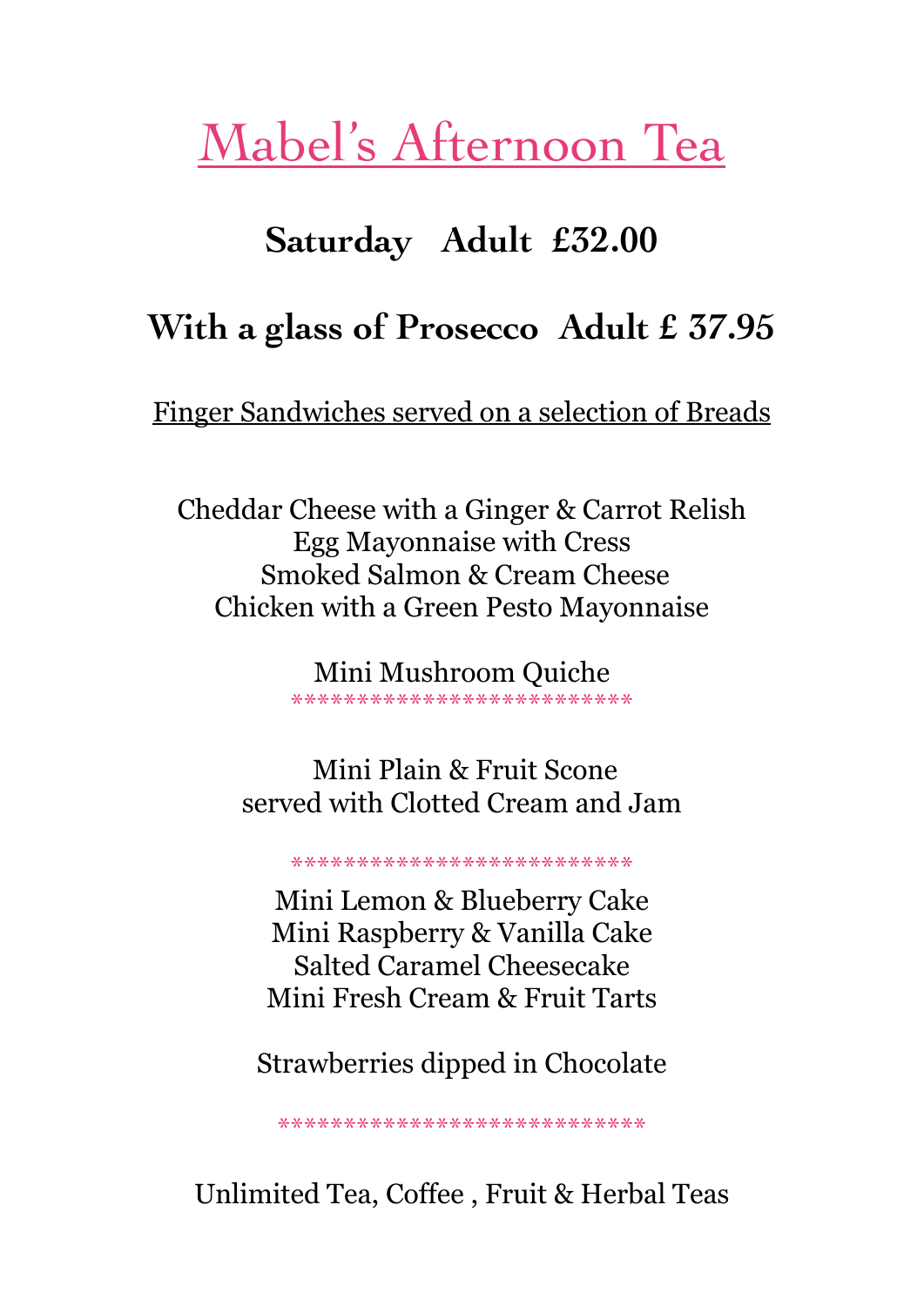# Mabel's Afternoon Tea

## Saturday   Adult  £32.00

## With a glass of Prosecco  Adult £ 37.95

Finger Sandwiches served on a selection of Breads

Cheddar Cheese with a Ginger & Carrot Relish
Egg Mayonnaise with Cress
Smoked Salmon & Cream Cheese
Chicken with a Green Pesto Mayonnaise

Mini Mushroom Quiche

***************************

Mini Plain & Fruit Scone
served with Clotted Cream and Jam

***************************

Mini Lemon & Blueberry Cake
Mini Raspberry & Vanilla Cake
Salted Caramel Cheesecake
Mini Fresh Cream & Fruit Tarts

Strawberries dipped in Chocolate

*****************************

Unlimited Tea, Coffee , Fruit & Herbal Teas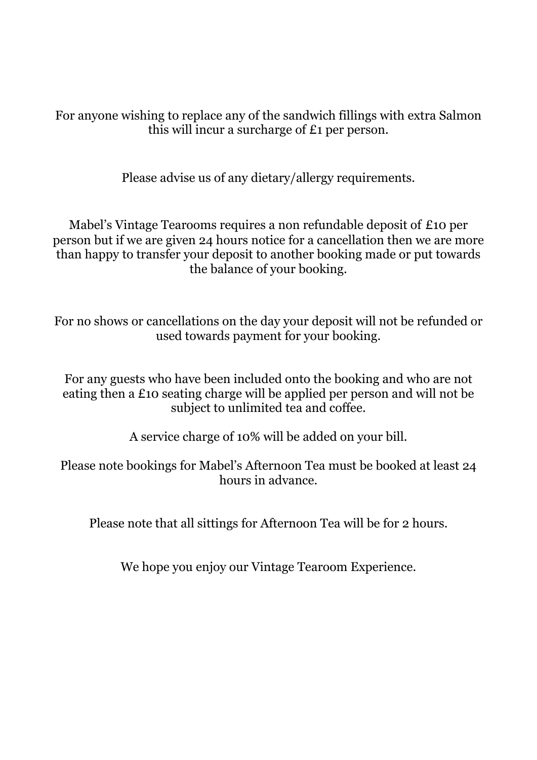For anyone wishing to replace any of the sandwich fillings with extra Salmon this will incur a surcharge of £1 per person.

Please advise us of any dietary/allergy requirements.

Mabel's Vintage Tearooms requires a non refundable deposit of £10 per person but if we are given 24 hours notice for a cancellation then we are more than happy to transfer your deposit to another booking made or put towards the balance of your booking.

For no shows or cancellations on the day your deposit will not be refunded or used towards payment for your booking.

For any guests who have been included onto the booking and who are not eating then a £10 seating charge will be applied per person and will not be subject to unlimited tea and coffee.

A service charge of 10% will be added on your bill.

Please note bookings for Mabel's Afternoon Tea must be booked at least 24 hours in advance.

Please note that all sittings for Afternoon Tea will be for 2 hours.

We hope you enjoy our Vintage Tearoom Experience.